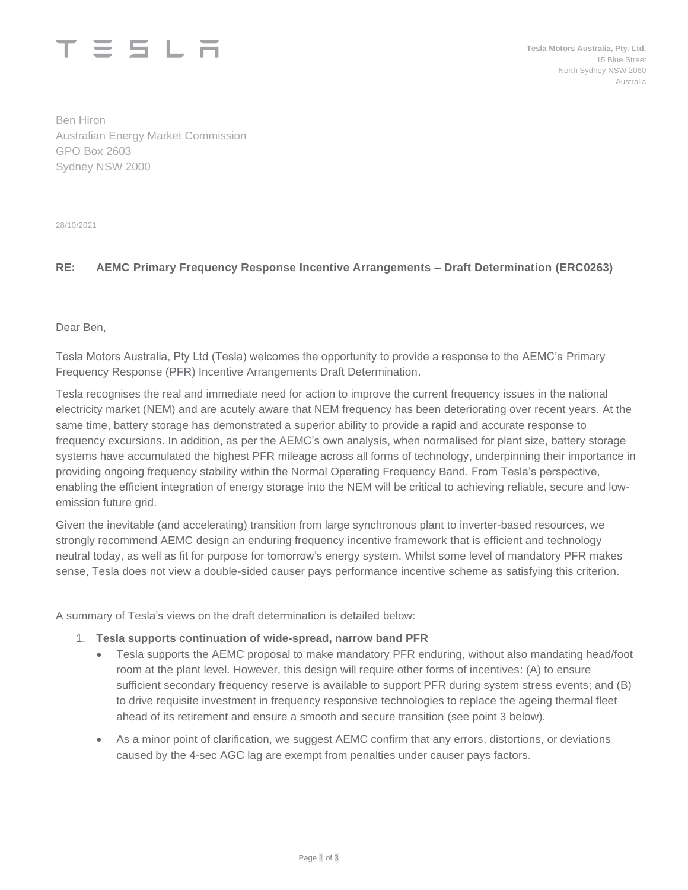TESLA

**Tesla Motors Australia, Pty. Ltd.**
15 Blue Street
North Sydney NSW 2060
Australia

Ben Hiron
Australian Energy Market Commission
GPO Box 2603
Sydney NSW 2000

28/10/2021

**RE: AEMC Primary Frequency Response Incentive Arrangements – Draft Determination (ERC0263)**

Dear Ben,

Tesla Motors Australia, Pty Ltd (Tesla) welcomes the opportunity to provide a response to the AEMC's Primary Frequency Response (PFR) Incentive Arrangements Draft Determination.

Tesla recognises the real and immediate need for action to improve the current frequency issues in the national electricity market (NEM) and are acutely aware that NEM frequency has been deteriorating over recent years. At the same time, battery storage has demonstrated a superior ability to provide a rapid and accurate response to frequency excursions. In addition, as per the AEMC's own analysis, when normalised for plant size, battery storage systems have accumulated the highest PFR mileage across all forms of technology, underpinning their importance in providing ongoing frequency stability within the Normal Operating Frequency Band. From Tesla's perspective, enabling the efficient integration of energy storage into the NEM will be critical to achieving reliable, secure and low-emission future grid.

Given the inevitable (and accelerating) transition from large synchronous plant to inverter-based resources, we strongly recommend AEMC design an enduring frequency incentive framework that is efficient and technology neutral today, as well as fit for purpose for tomorrow's energy system. Whilst some level of mandatory PFR makes sense, Tesla does not view a double-sided causer pays performance incentive scheme as satisfying this criterion.

A summary of Tesla's views on the draft determination is detailed below:

1. **Tesla supports continuation of wide-spread, narrow band PFR**
   - Tesla supports the AEMC proposal to make mandatory PFR enduring, without also mandating head/foot room at the plant level. However, this design will require other forms of incentives: (A) to ensure sufficient secondary frequency reserve is available to support PFR during system stress events; and (B) to drive requisite investment in frequency responsive technologies to replace the ageing thermal fleet ahead of its retirement and ensure a smooth and secure transition (see point 3 below).
   - As a minor point of clarification, we suggest AEMC confirm that any errors, distortions, or deviations caused by the 4-sec AGC lag are exempt from penalties under causer pays factors.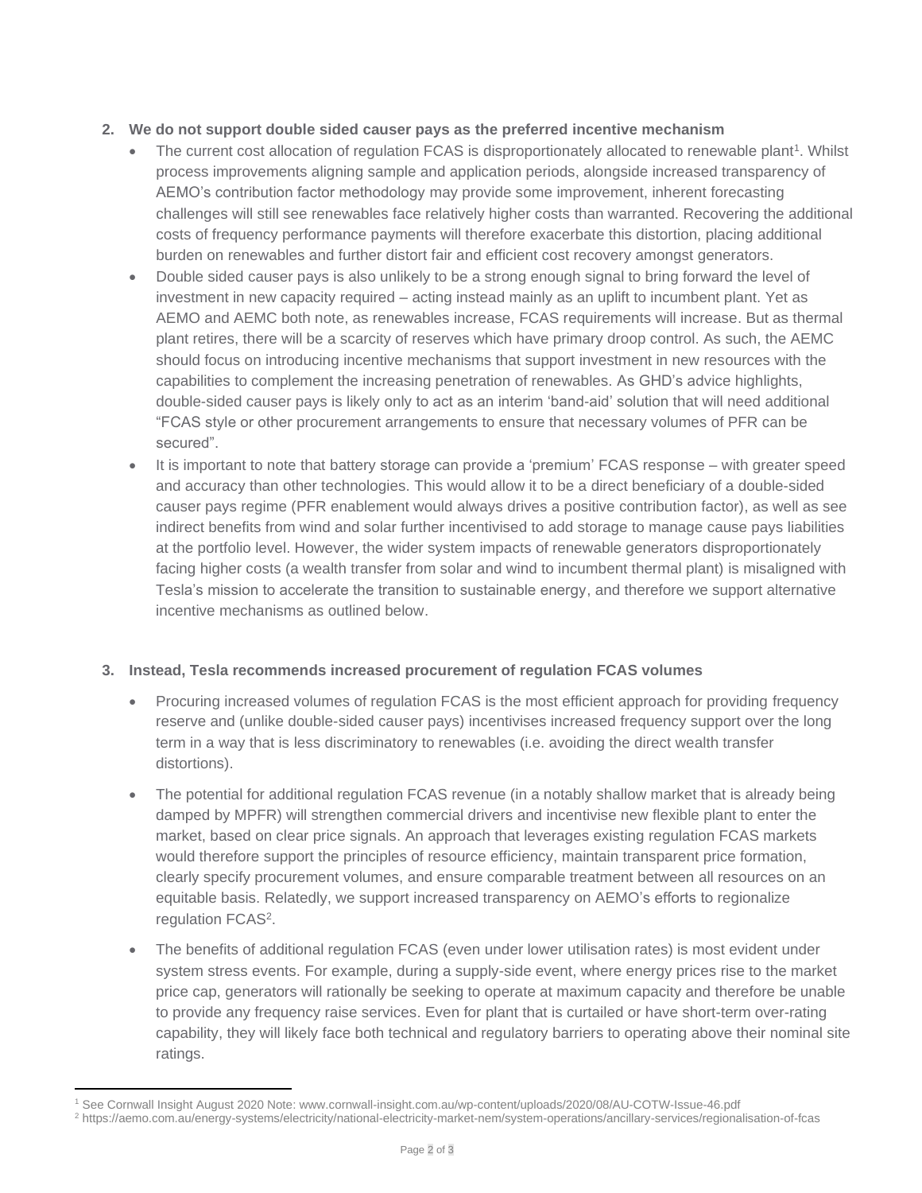2. **We do not support double sided causer pays as the preferred incentive mechanism**
   - The current cost allocation of regulation FCAS is disproportionately allocated to renewable plant[1]. Whilst process improvements aligning sample and application periods, alongside increased transparency of AEMO's contribution factor methodology may provide some improvement, inherent forecasting challenges will still see renewables face relatively higher costs than warranted. Recovering the additional costs of frequency performance payments will therefore exacerbate this distortion, placing additional burden on renewables and further distort fair and efficient cost recovery amongst generators.
   - Double sided causer pays is also unlikely to be a strong enough signal to bring forward the level of investment in new capacity required – acting instead mainly as an uplift to incumbent plant. Yet as AEMO and AEMC both note, as renewables increase, FCAS requirements will increase. But as thermal plant retires, there will be a scarcity of reserves which have primary droop control. As such, the AEMC should focus on introducing incentive mechanisms that support investment in new resources with the capabilities to complement the increasing penetration of renewables. As GHD's advice highlights, double-sided causer pays is likely only to act as an interim 'band-aid' solution that will need additional "FCAS style or other procurement arrangements to ensure that necessary volumes of PFR can be secured".
   - It is important to note that battery storage can provide a 'premium' FCAS response – with greater speed and accuracy than other technologies. This would allow it to be a direct beneficiary of a double-sided causer pays regime (PFR enablement would always drives a positive contribution factor), as well as see indirect benefits from wind and solar further incentivised to add storage to manage cause pays liabilities at the portfolio level. However, the wider system impacts of renewable generators disproportionately facing higher costs (a wealth transfer from solar and wind to incumbent thermal plant) is misaligned with Tesla's mission to accelerate the transition to sustainable energy, and therefore we support alternative incentive mechanisms as outlined below.

3. **Instead, Tesla recommends increased procurement of regulation FCAS volumes**
   - Procuring increased volumes of regulation FCAS is the most efficient approach for providing frequency reserve and (unlike double-sided causer pays) incentivises increased frequency support over the long term in a way that is less discriminatory to renewables (i.e. avoiding the direct wealth transfer distortions).
   - The potential for additional regulation FCAS revenue (in a notably shallow market that is already being damped by MPFR) will strengthen commercial drivers and incentivise new flexible plant to enter the market, based on clear price signals. An approach that leverages existing regulation FCAS markets would therefore support the principles of resource efficiency, maintain transparent price formation, clearly specify procurement volumes, and ensure comparable treatment between all resources on an equitable basis. Relatedly, we support increased transparency on AEMO's efforts to regionalize regulation FCAS[2].
   - The benefits of additional regulation FCAS (even under lower utilisation rates) is most evident under system stress events. For example, during a supply-side event, where energy prices rise to the market price cap, generators will rationally be seeking to operate at maximum capacity and therefore be unable to provide any frequency raise services. Even for plant that is curtailed or have short-term over-rating capability, they will likely face both technical and regulatory barriers to operating above their nominal site ratings.

[1] See Cornwall Insight August 2020 Note: www.cornwall-insight.com.au/wp-content/uploads/2020/08/AU-COTW-Issue-46.pdf

[2] https://aemo.com.au/energy-systems/electricity/national-electricity-market-nem/system-operations/ancillary-services/regionalisation-of-fcas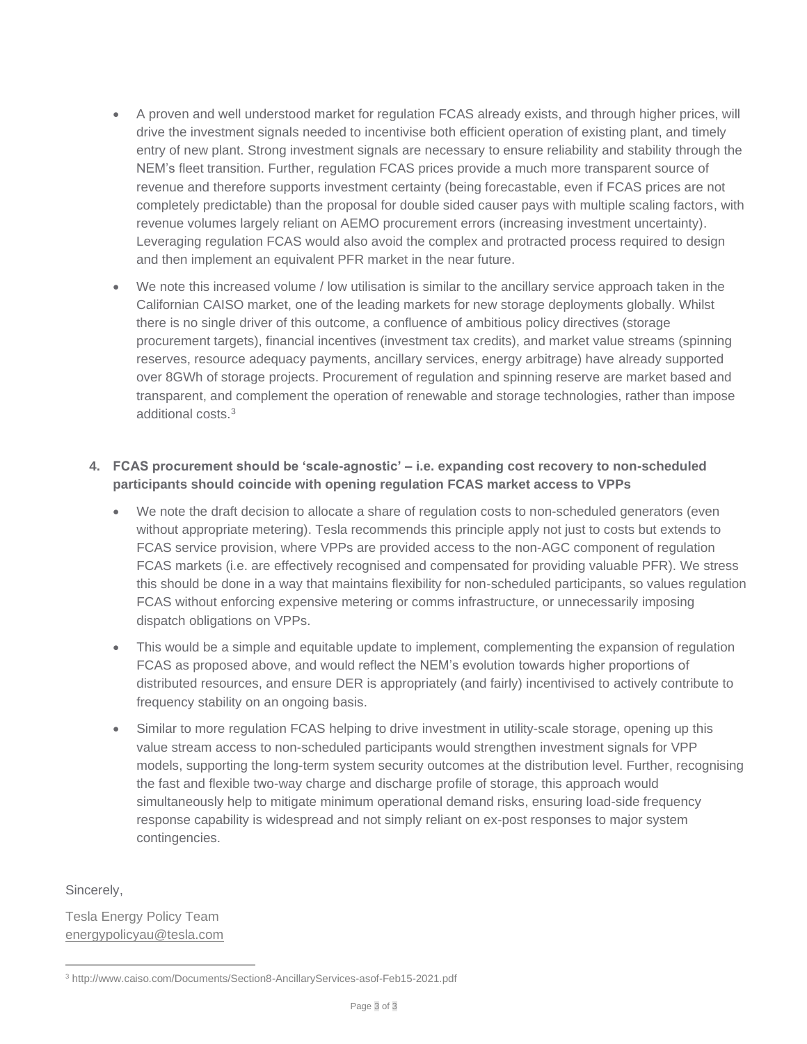- A proven and well understood market for regulation FCAS already exists, and through higher prices, will drive the investment signals needed to incentivise both efficient operation of existing plant, and timely entry of new plant. Strong investment signals are necessary to ensure reliability and stability through the NEM's fleet transition. Further, regulation FCAS prices provide a much more transparent source of revenue and therefore supports investment certainty (being forecastable, even if FCAS prices are not completely predictable) than the proposal for double sided causer pays with multiple scaling factors, with revenue volumes largely reliant on AEMO procurement errors (increasing investment uncertainty). Leveraging regulation FCAS would also avoid the complex and protracted process required to design and then implement an equivalent PFR market in the near future.
- We note this increased volume / low utilisation is similar to the ancillary service approach taken in the Californian CAISO market, one of the leading markets for new storage deployments globally. Whilst there is no single driver of this outcome, a confluence of ambitious policy directives (storage procurement targets), financial incentives (investment tax credits), and market value streams (spinning reserves, resource adequacy payments, ancillary services, energy arbitrage) have already supported over 8GWh of storage projects. Procurement of regulation and spinning reserve are market based and transparent, and complement the operation of renewable and storage technologies, rather than impose additional costs.[3]

**4. FCAS procurement should be 'scale-agnostic' – i.e. expanding cost recovery to non-scheduled participants should coincide with opening regulation FCAS market access to VPPs**

- We note the draft decision to allocate a share of regulation costs to non-scheduled generators (even without appropriate metering). Tesla recommends this principle apply not just to costs but extends to FCAS service provision, where VPPs are provided access to the non-AGC component of regulation FCAS markets (i.e. are effectively recognised and compensated for providing valuable PFR). We stress this should be done in a way that maintains flexibility for non-scheduled participants, so values regulation FCAS without enforcing expensive metering or comms infrastructure, or unnecessarily imposing dispatch obligations on VPPs.
- This would be a simple and equitable update to implement, complementing the expansion of regulation FCAS as proposed above, and would reflect the NEM's evolution towards higher proportions of distributed resources, and ensure DER is appropriately (and fairly) incentivised to actively contribute to frequency stability on an ongoing basis.
- Similar to more regulation FCAS helping to drive investment in utility-scale storage, opening up this value stream access to non-scheduled participants would strengthen investment signals for VPP models, supporting the long-term system security outcomes at the distribution level. Further, recognising the fast and flexible two-way charge and discharge profile of storage, this approach would simultaneously help to mitigate minimum operational demand risks, ensuring load-side frequency response capability is widespread and not simply reliant on ex-post responses to major system contingencies.

Sincerely,

Tesla Energy Policy Team
energypolicyau@tesla.com

[3] http://www.caiso.com/Documents/Section8-AncillaryServices-asof-Feb15-2021.pdf